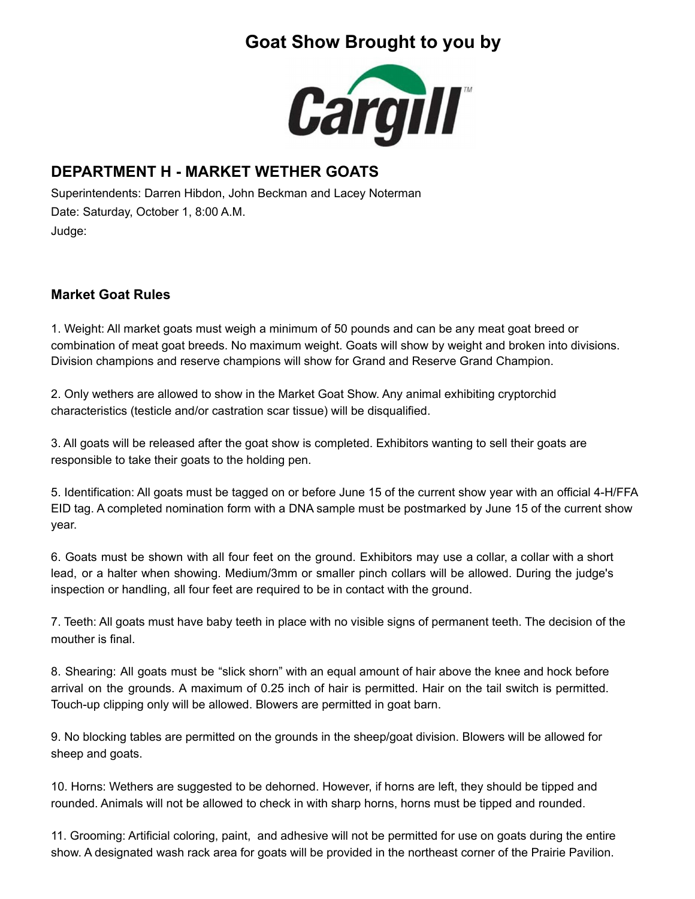# Goat Show Brought to you by

Cargill

## DEPARTMENT H - MARKET WETHER GOATS

Superintendents: Darren Hibdon, John Beckman and Lacey Noterman
Date: Saturday, October 1, 8:00 A.M.
Judge:

### Market Goat Rules

1. Weight: All market goats must weigh a minimum of 50 pounds and can be any meat goat breed or combination of meat goat breeds. No maximum weight. Goats will show by weight and broken into divisions. Division champions and reserve champions will show for Grand and Reserve Grand Champion.

2. Only wethers are allowed to show in the Market Goat Show. Any animal exhibiting cryptorchid characteristics (testicle and/or castration scar tissue) will be disqualified.

3. All goats will be released after the goat show is completed. Exhibitors wanting to sell their goats are responsible to take their goats to the holding pen.

5. Identification: All goats must be tagged on or before June 15 of the current show year with an official 4-H/FFA EID tag. A completed nomination form with a DNA sample must be postmarked by June 15 of the current show year.

6. Goats must be shown with all four feet on the ground. Exhibitors may use a collar, a collar with a short lead, or a halter when showing. Medium/3mm or smaller pinch collars will be allowed. During the judge's inspection or handling, all four feet are required to be in contact with the ground.

7. Teeth: All goats must have baby teeth in place with no visible signs of permanent teeth. The decision of the mouther is final.

8. Shearing: All goats must be "slick shorn" with an equal amount of hair above the knee and hock before arrival on the grounds. A maximum of 0.25 inch of hair is permitted. Hair on the tail switch is permitted. Touch-up clipping only will be allowed. Blowers are permitted in goat barn.

9. No blocking tables are permitted on the grounds in the sheep/goat division. Blowers will be allowed for sheep and goats.

10. Horns: Wethers are suggested to be dehorned. However, if horns are left, they should be tipped and rounded. Animals will not be allowed to check in with sharp horns, horns must be tipped and rounded.

11. Grooming: Artificial coloring, paint, and adhesive will not be permitted for use on goats during the entire show. A designated wash rack area for goats will be provided in the northeast corner of the Prairie Pavilion.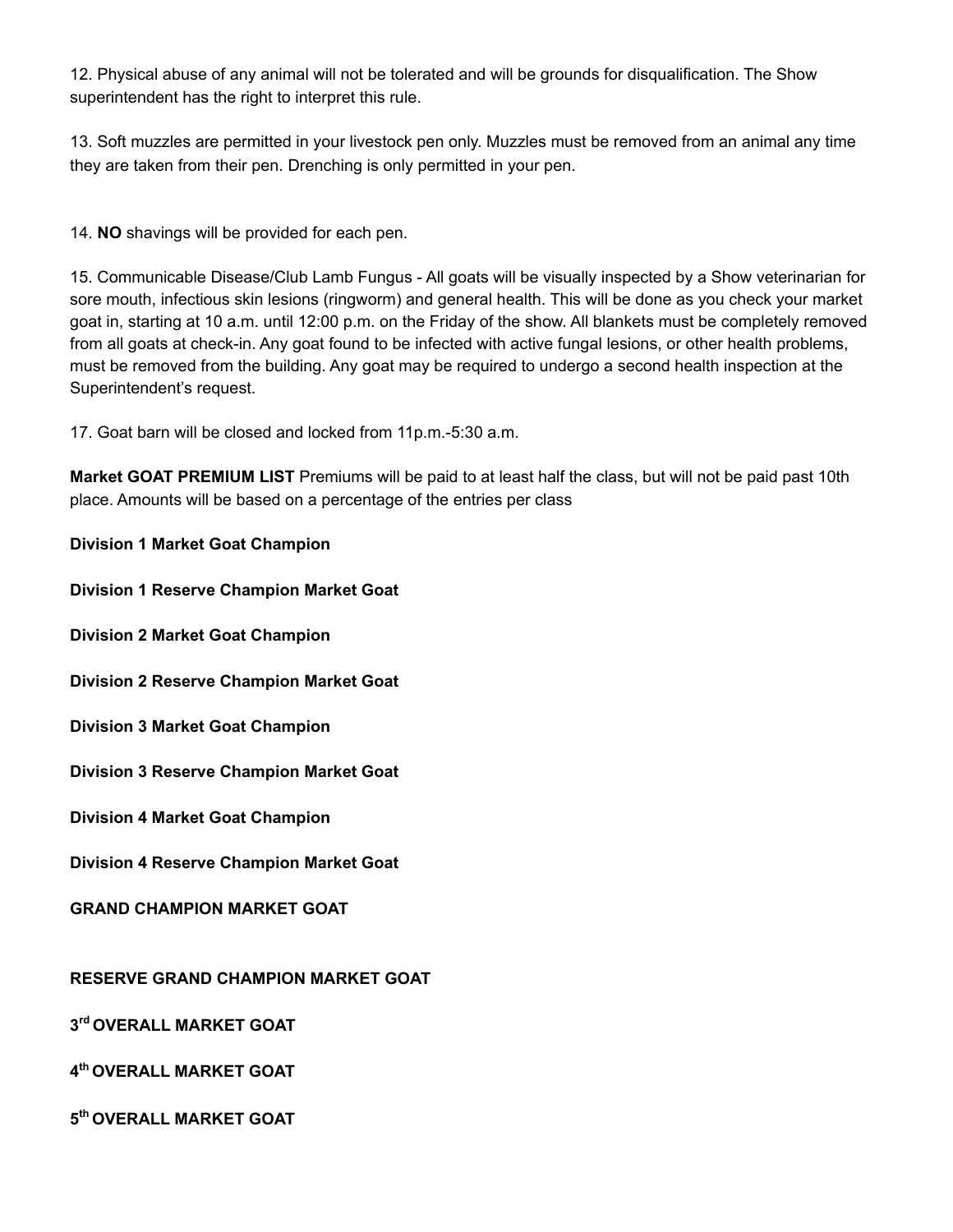12. Physical abuse of any animal will not be tolerated and will be grounds for disqualification. The Show superintendent has the right to interpret this rule.

13. Soft muzzles are permitted in your livestock pen only. Muzzles must be removed from an animal any time they are taken from their pen. Drenching is only permitted in your pen.

14. **NO** shavings will be provided for each pen.

15. Communicable Disease/Club Lamb Fungus - All goats will be visually inspected by a Show veterinarian for sore mouth, infectious skin lesions (ringworm) and general health. This will be done as you check your market goat in, starting at 10 a.m. until 12:00 p.m. on the Friday of the show. All blankets must be completely removed from all goats at check-in. Any goat found to be infected with active fungal lesions, or other health problems, must be removed from the building. Any goat may be required to undergo a second health inspection at the Superintendent's request.

17. Goat barn will be closed and locked from 11p.m.-5:30 a.m.

**Market GOAT PREMIUM LIST** Premiums will be paid to at least half the class, but will not be paid past 10th place. Amounts will be based on a percentage of the entries per class

**Division 1 Market Goat Champion**

**Division 1 Reserve Champion Market Goat**

**Division 2 Market Goat Champion**

**Division 2 Reserve Champion Market Goat**

**Division 3 Market Goat Champion**

**Division 3 Reserve Champion Market Goat**

**Division 4 Market Goat Champion**

**Division 4 Reserve Champion Market Goat**

**GRAND CHAMPION MARKET GOAT**

**RESERVE GRAND CHAMPION MARKET GOAT**

**3rd OVERALL MARKET GOAT**

**4th OVERALL MARKET GOAT**

**5th OVERALL MARKET GOAT**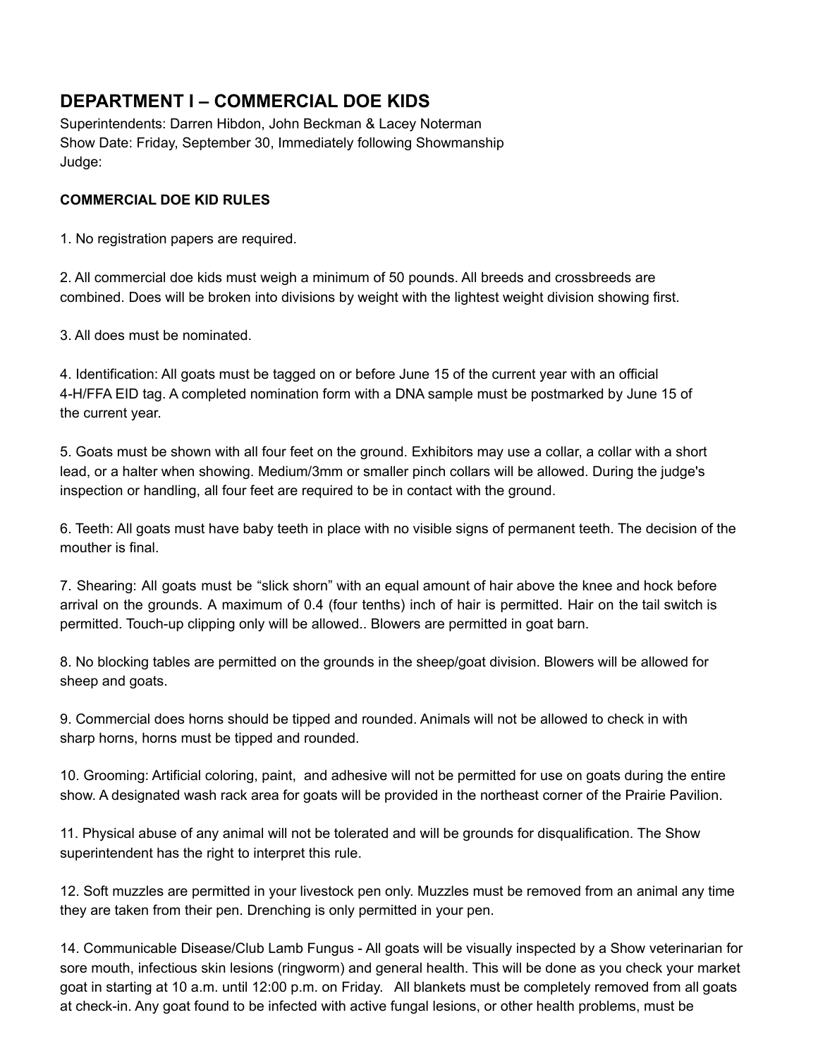## DEPARTMENT I – COMMERCIAL DOE KIDS

Superintendents: Darren Hibdon, John Beckman & Lacey Noterman
Show Date: Friday, September 30, Immediately following Showmanship
Judge:

**COMMERCIAL DOE KID RULES**

1. No registration papers are required.

2. All commercial doe kids must weigh a minimum of 50 pounds. All breeds and crossbreeds are combined. Does will be broken into divisions by weight with the lightest weight division showing first.

3. All does must be nominated.

4. Identification: All goats must be tagged on or before June 15 of the current year with an official 4-H/FFA EID tag. A completed nomination form with a DNA sample must be postmarked by June 15 of the current year.

5. Goats must be shown with all four feet on the ground. Exhibitors may use a collar, a collar with a short lead, or a halter when showing. Medium/3mm or smaller pinch collars will be allowed. During the judge's inspection or handling, all four feet are required to be in contact with the ground.

6. Teeth: All goats must have baby teeth in place with no visible signs of permanent teeth. The decision of the mouther is final.

7. Shearing: All goats must be "slick shorn" with an equal amount of hair above the knee and hock before arrival on the grounds. A maximum of 0.4 (four tenths) inch of hair is permitted. Hair on the tail switch is permitted. Touch-up clipping only will be allowed.. Blowers are permitted in goat barn.

8. No blocking tables are permitted on the grounds in the sheep/goat division. Blowers will be allowed for sheep and goats.

9. Commercial does horns should be tipped and rounded. Animals will not be allowed to check in with sharp horns, horns must be tipped and rounded.

10. Grooming: Artificial coloring, paint, and adhesive will not be permitted for use on goats during the entire show. A designated wash rack area for goats will be provided in the northeast corner of the Prairie Pavilion.

11. Physical abuse of any animal will not be tolerated and will be grounds for disqualification. The Show superintendent has the right to interpret this rule.

12. Soft muzzles are permitted in your livestock pen only. Muzzles must be removed from an animal any time they are taken from their pen. Drenching is only permitted in your pen.

14. Communicable Disease/Club Lamb Fungus - All goats will be visually inspected by a Show veterinarian for sore mouth, infectious skin lesions (ringworm) and general health. This will be done as you check your market goat in starting at 10 a.m. until 12:00 p.m. on Friday. All blankets must be completely removed from all goats at check-in. Any goat found to be infected with active fungal lesions, or other health problems, must be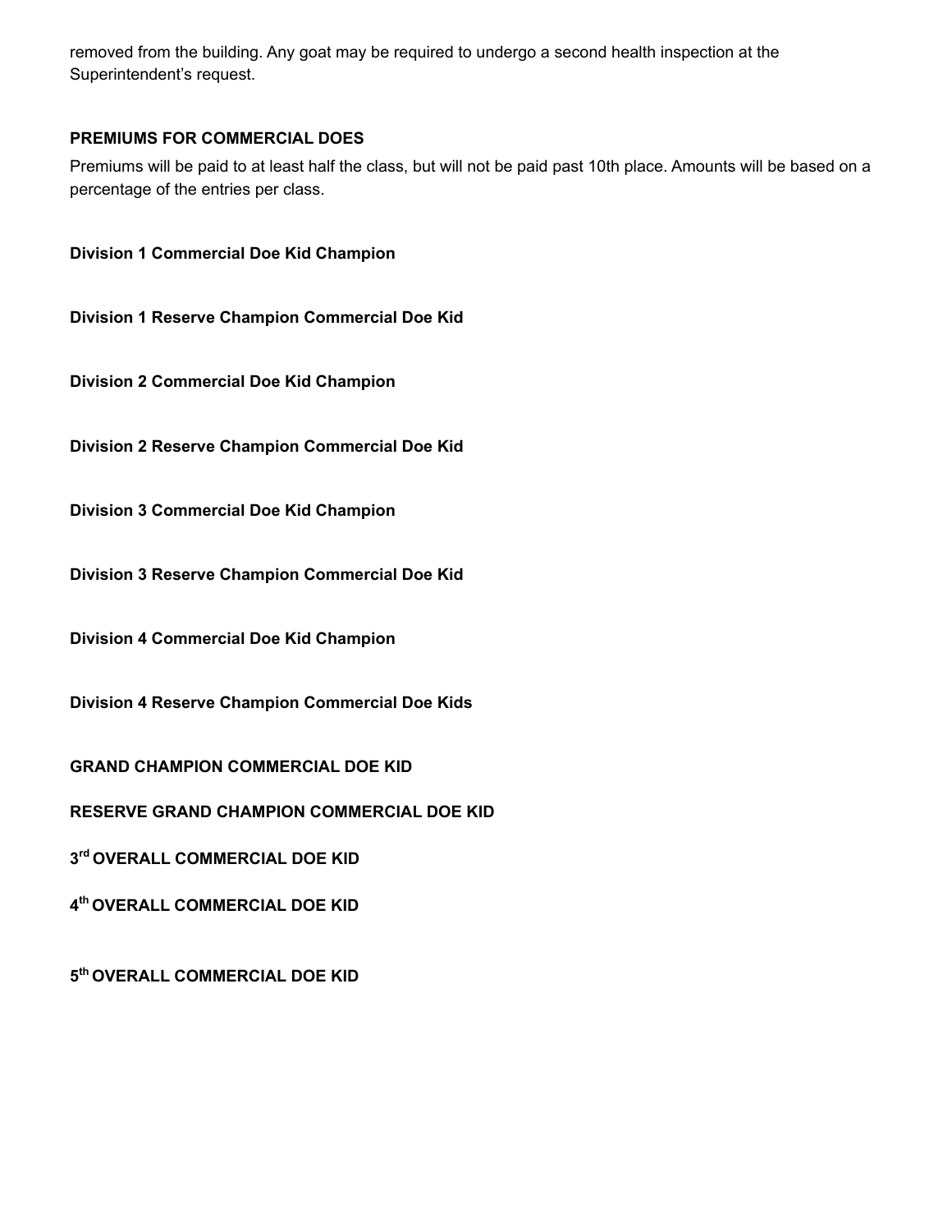removed from the building. Any goat may be required to undergo a second health inspection at the Superintendent's request.

### PREMIUMS FOR COMMERCIAL DOES

Premiums will be paid to at least half the class, but will not be paid past 10th place. Amounts will be based on a percentage of the entries per class.

**Division 1 Commercial Doe Kid Champion**

**Division 1 Reserve Champion Commercial Doe Kid**

**Division 2 Commercial Doe Kid Champion**

**Division 2 Reserve Champion Commercial Doe Kid**

**Division 3 Commercial Doe Kid Champion**

**Division 3 Reserve Champion Commercial Doe Kid**

**Division 4 Commercial Doe Kid Champion**

**Division 4 Reserve Champion Commercial Doe Kids**

**GRAND CHAMPION COMMERCIAL DOE KID**

**RESERVE GRAND CHAMPION COMMERCIAL DOE KID**

**3rd OVERALL COMMERCIAL DOE KID**

**4th OVERALL COMMERCIAL DOE KID**

**5th OVERALL COMMERCIAL DOE KID**